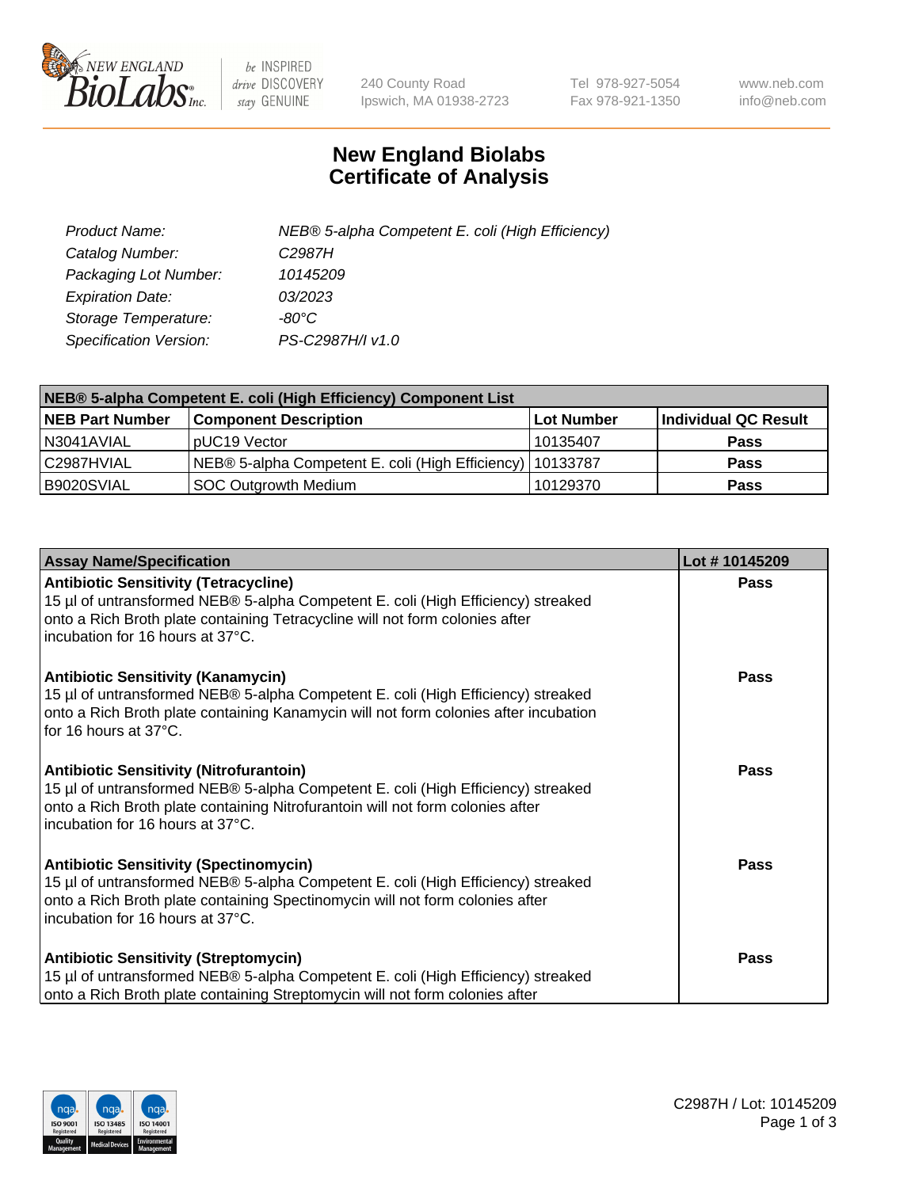# New England Biolabs Certificate of Analysis

| | |
|---|---|
| *Product Name:* | *NEB® 5-alpha Competent E. coli (High Efficiency)* |
| *Catalog Number:* | *C2987H* |
| *Packaging Lot Number:* | *10145209* |
| *Expiration Date:* | *03/2023* |
| *Storage Temperature:* | *-80°C* |
| *Specification Version:* | *PS-C2987H/I v1.0* |

| NEB® 5-alpha Competent E. coli (High Efficiency) Component List | | | |
|---|---|---|---|
| **NEB Part Number** | **Component Description** | **Lot Number** | **Individual QC Result** |
| N3041AVIAL | pUC19 Vector | 10135407 | **Pass** |
| C2987HVIAL | NEB® 5-alpha Competent E. coli (High Efficiency) | 10133787 | **Pass** |
| B9020SVIAL | SOC Outgrowth Medium | 10129370 | **Pass** |

| Assay Name/Specification | Lot # 10145209 |
|---|---|
| **Antibiotic Sensitivity (Tetracycline)**<br>15 µl of untransformed NEB® 5-alpha Competent E. coli (High Efficiency) streaked onto a Rich Broth plate containing Tetracycline will not form colonies after incubation for 16 hours at 37°C. | **Pass** |
| **Antibiotic Sensitivity (Kanamycin)**<br>15 µl of untransformed NEB® 5-alpha Competent E. coli (High Efficiency) streaked onto a Rich Broth plate containing Kanamycin will not form colonies after incubation for 16 hours at 37°C. | **Pass** |
| **Antibiotic Sensitivity (Nitrofurantoin)**<br>15 µl of untransformed NEB® 5-alpha Competent E. coli (High Efficiency) streaked onto a Rich Broth plate containing Nitrofurantoin will not form colonies after incubation for 16 hours at 37°C. | **Pass** |
| **Antibiotic Sensitivity (Spectinomycin)**<br>15 µl of untransformed NEB® 5-alpha Competent E. coli (High Efficiency) streaked onto a Rich Broth plate containing Spectinomycin will not form colonies after incubation for 16 hours at 37°C. | **Pass** |
| **Antibiotic Sensitivity (Streptomycin)**<br>15 µl of untransformed NEB® 5-alpha Competent E. coli (High Efficiency) streaked onto a Rich Broth plate containing Streptomycin will not form colonies after | **Pass** |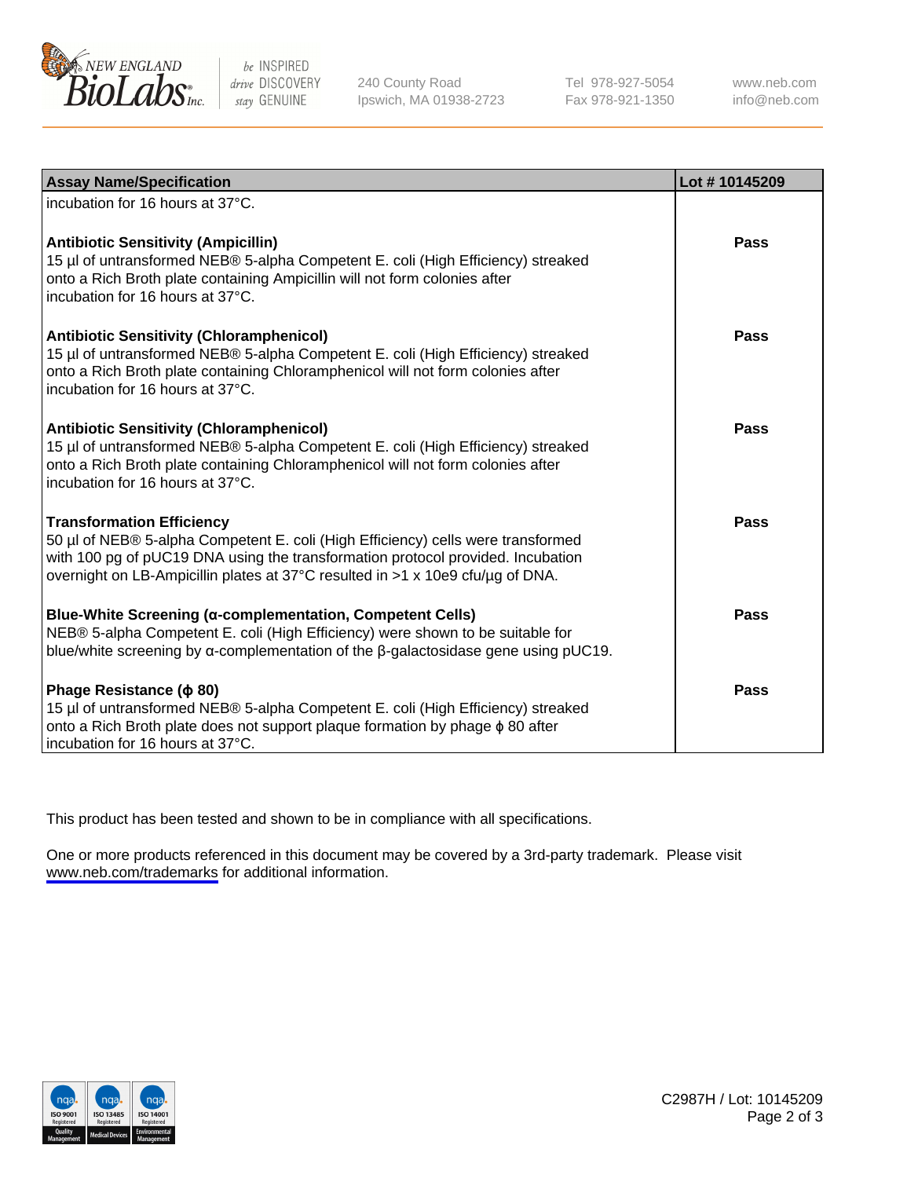| Assay Name/Specification | Lot # 10145209 |
| --- | --- |
| incubation for 16 hours at 37°C. | |
| **Antibiotic Sensitivity (Ampicillin)**<br>15 µl of untransformed NEB® 5-alpha Competent E. coli (High Efficiency) streaked onto a Rich Broth plate containing Ampicillin will not form colonies after incubation for 16 hours at 37°C. | **Pass** |
| **Antibiotic Sensitivity (Chloramphenicol)**<br>15 µl of untransformed NEB® 5-alpha Competent E. coli (High Efficiency) streaked onto a Rich Broth plate containing Chloramphenicol will not form colonies after incubation for 16 hours at 37°C. | **Pass** |
| **Antibiotic Sensitivity (Chloramphenicol)**<br>15 µl of untransformed NEB® 5-alpha Competent E. coli (High Efficiency) streaked onto a Rich Broth plate containing Chloramphenicol will not form colonies after incubation for 16 hours at 37°C. | **Pass** |
| **Transformation Efficiency**<br>50 µl of NEB® 5-alpha Competent E. coli (High Efficiency) cells were transformed with 100 pg of pUC19 DNA using the transformation protocol provided. Incubation overnight on LB-Ampicillin plates at 37°C resulted in >1 x 10e9 cfu/µg of DNA. | **Pass** |
| **Blue-White Screening (α-complementation, Competent Cells)**<br>NEB® 5-alpha Competent E. coli (High Efficiency) were shown to be suitable for blue/white screening by α-complementation of the β-galactosidase gene using pUC19. | **Pass** |
| **Phage Resistance (ϕ 80)**<br>15 µl of untransformed NEB® 5-alpha Competent E. coli (High Efficiency) streaked onto a Rich Broth plate does not support plaque formation by phage ϕ 80 after incubation for 16 hours at 37°C. | **Pass** |

This product has been tested and shown to be in compliance with all specifications.

One or more products referenced in this document may be covered by a 3rd-party trademark. Please visit www.neb.com/trademarks for additional information.

C2987H / Lot: 10145209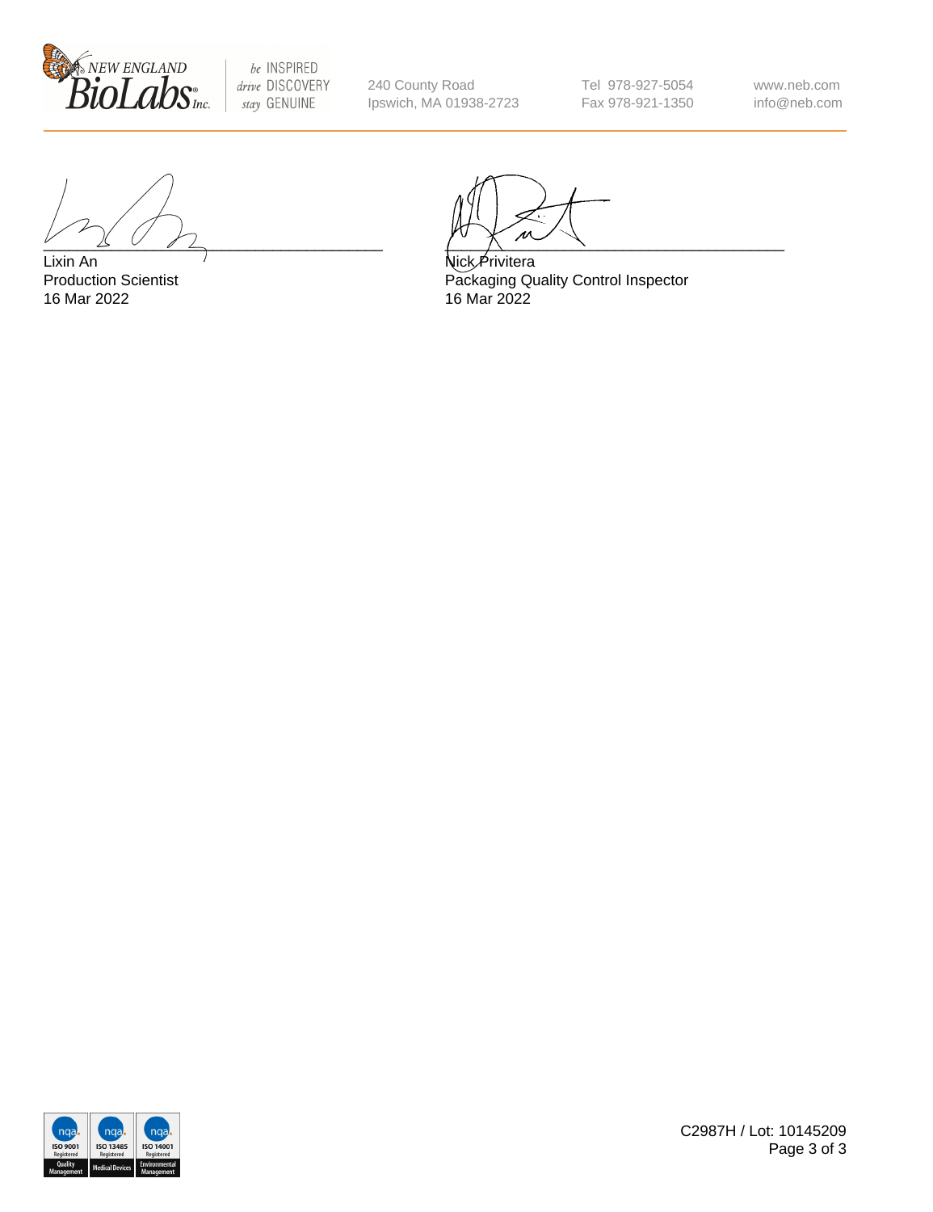Lixin An
Production Scientist
16 Mar 2022

Nick Privitera
Packaging Quality Control Inspector
16 Mar 2022